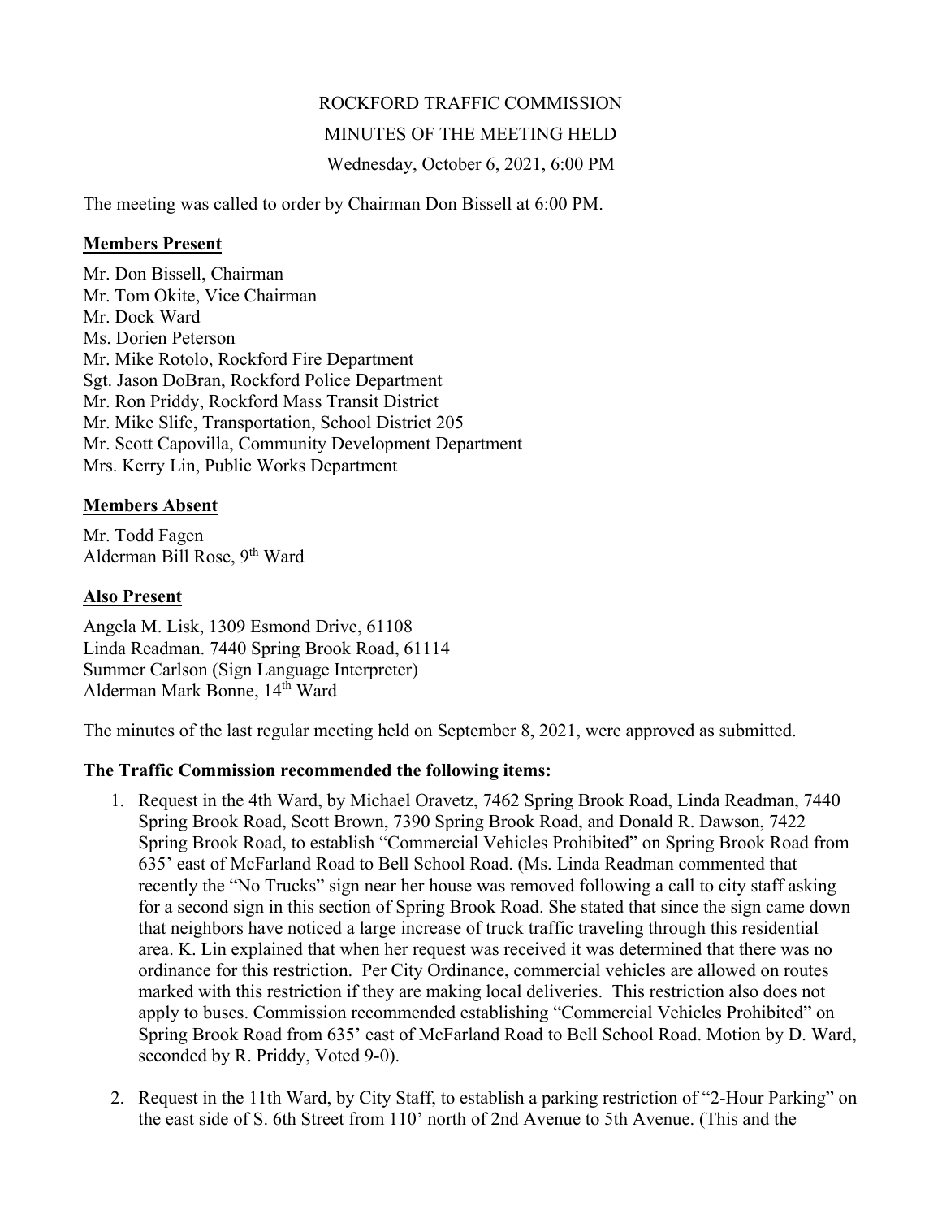ROCKFORD TRAFFIC COMMISSION

MINUTES OF THE MEETING HELD

Wednesday, October 6, 2021, 6:00 PM

The meeting was called to order by Chairman Don Bissell at 6:00 PM.

**Members Present**

Mr. Don Bissell, Chairman
Mr. Tom Okite, Vice Chairman
Mr. Dock Ward
Ms. Dorien Peterson
Mr. Mike Rotolo, Rockford Fire Department
Sgt. Jason DoBran, Rockford Police Department
Mr. Ron Priddy, Rockford Mass Transit District
Mr. Mike Slife, Transportation, School District 205
Mr. Scott Capovilla, Community Development Department
Mrs. Kerry Lin, Public Works Department

**Members Absent**

Mr. Todd Fagen
Alderman Bill Rose, 9th Ward

**Also Present**

Angela M. Lisk, 1309 Esmond Drive, 61108
Linda Readman. 7440 Spring Brook Road, 61114
Summer Carlson (Sign Language Interpreter)
Alderman Mark Bonne, 14th Ward

The minutes of the last regular meeting held on September 8, 2021, were approved as submitted.

**The Traffic Commission recommended the following items:**

1. Request in the 4th Ward, by Michael Oravetz, 7462 Spring Brook Road, Linda Readman, 7440 Spring Brook Road, Scott Brown, 7390 Spring Brook Road, and Donald R. Dawson, 7422 Spring Brook Road, to establish "Commercial Vehicles Prohibited" on Spring Brook Road from 635' east of McFarland Road to Bell School Road. (Ms. Linda Readman commented that recently the "No Trucks" sign near her house was removed following a call to city staff asking for a second sign in this section of Spring Brook Road. She stated that since the sign came down that neighbors have noticed a large increase of truck traffic traveling through this residential area. K. Lin explained that when her request was received it was determined that there was no ordinance for this restriction. Per City Ordinance, commercial vehicles are allowed on routes marked with this restriction if they are making local deliveries. This restriction also does not apply to buses. Commission recommended establishing "Commercial Vehicles Prohibited" on Spring Brook Road from 635' east of McFarland Road to Bell School Road. Motion by D. Ward, seconded by R. Priddy, Voted 9-0).

2. Request in the 11th Ward, by City Staff, to establish a parking restriction of "2-Hour Parking" on the east side of S. 6th Street from 110' north of 2nd Avenue to 5th Avenue. (This and the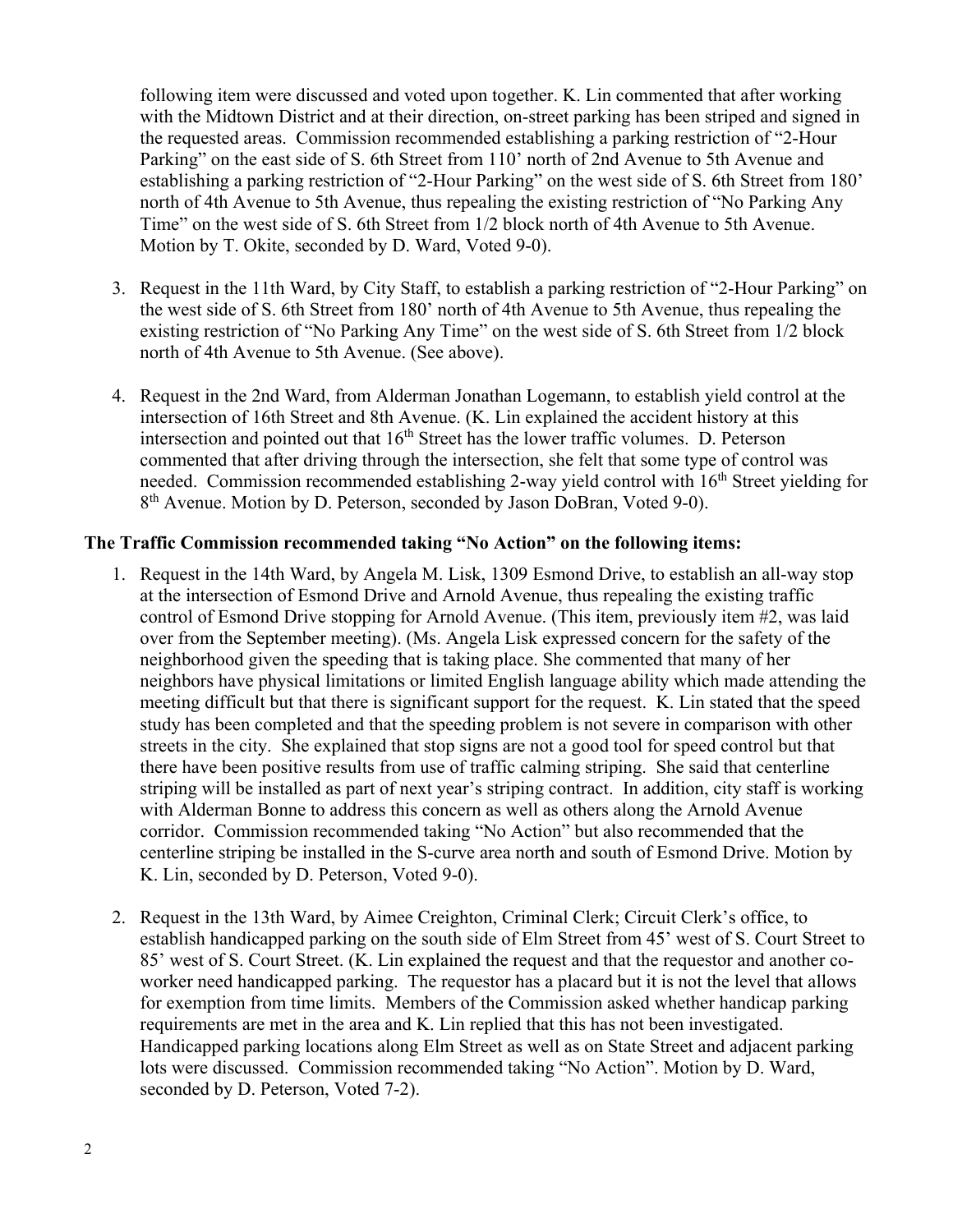following item were discussed and voted upon together. K. Lin commented that after working with the Midtown District and at their direction, on-street parking has been striped and signed in the requested areas. Commission recommended establishing a parking restriction of "2-Hour Parking" on the east side of S. 6th Street from 110' north of 2nd Avenue to 5th Avenue and establishing a parking restriction of "2-Hour Parking" on the west side of S. 6th Street from 180' north of 4th Avenue to 5th Avenue, thus repealing the existing restriction of "No Parking Any Time" on the west side of S. 6th Street from 1/2 block north of 4th Avenue to 5th Avenue. Motion by T. Okite, seconded by D. Ward, Voted 9-0).

3. Request in the 11th Ward, by City Staff, to establish a parking restriction of "2-Hour Parking" on the west side of S. 6th Street from 180' north of 4th Avenue to 5th Avenue, thus repealing the existing restriction of "No Parking Any Time" on the west side of S. 6th Street from 1/2 block north of 4th Avenue to 5th Avenue. (See above).

4. Request in the 2nd Ward, from Alderman Jonathan Logemann, to establish yield control at the intersection of 16th Street and 8th Avenue. (K. Lin explained the accident history at this intersection and pointed out that 16th Street has the lower traffic volumes. D. Peterson commented that after driving through the intersection, she felt that some type of control was needed. Commission recommended establishing 2-way yield control with 16th Street yielding for 8th Avenue. Motion by D. Peterson, seconded by Jason DoBran, Voted 9-0).

**The Traffic Commission recommended taking "No Action" on the following items:**

1. Request in the 14th Ward, by Angela M. Lisk, 1309 Esmond Drive, to establish an all-way stop at the intersection of Esmond Drive and Arnold Avenue, thus repealing the existing traffic control of Esmond Drive stopping for Arnold Avenue. (This item, previously item #2, was laid over from the September meeting). (Ms. Angela Lisk expressed concern for the safety of the neighborhood given the speeding that is taking place. She commented that many of her neighbors have physical limitations or limited English language ability which made attending the meeting difficult but that there is significant support for the request. K. Lin stated that the speed study has been completed and that the speeding problem is not severe in comparison with other streets in the city. She explained that stop signs are not a good tool for speed control but that there have been positive results from use of traffic calming striping. She said that centerline striping will be installed as part of next year's striping contract. In addition, city staff is working with Alderman Bonne to address this concern as well as others along the Arnold Avenue corridor. Commission recommended taking "No Action" but also recommended that the centerline striping be installed in the S-curve area north and south of Esmond Drive. Motion by K. Lin, seconded by D. Peterson, Voted 9-0).

2. Request in the 13th Ward, by Aimee Creighton, Criminal Clerk; Circuit Clerk's office, to establish handicapped parking on the south side of Elm Street from 45' west of S. Court Street to 85' west of S. Court Street. (K. Lin explained the request and that the requestor and another co-worker need handicapped parking. The requestor has a placard but it is not the level that allows for exemption from time limits. Members of the Commission asked whether handicap parking requirements are met in the area and K. Lin replied that this has not been investigated. Handicapped parking locations along Elm Street as well as on State Street and adjacent parking lots were discussed. Commission recommended taking "No Action". Motion by D. Ward, seconded by D. Peterson, Voted 7-2).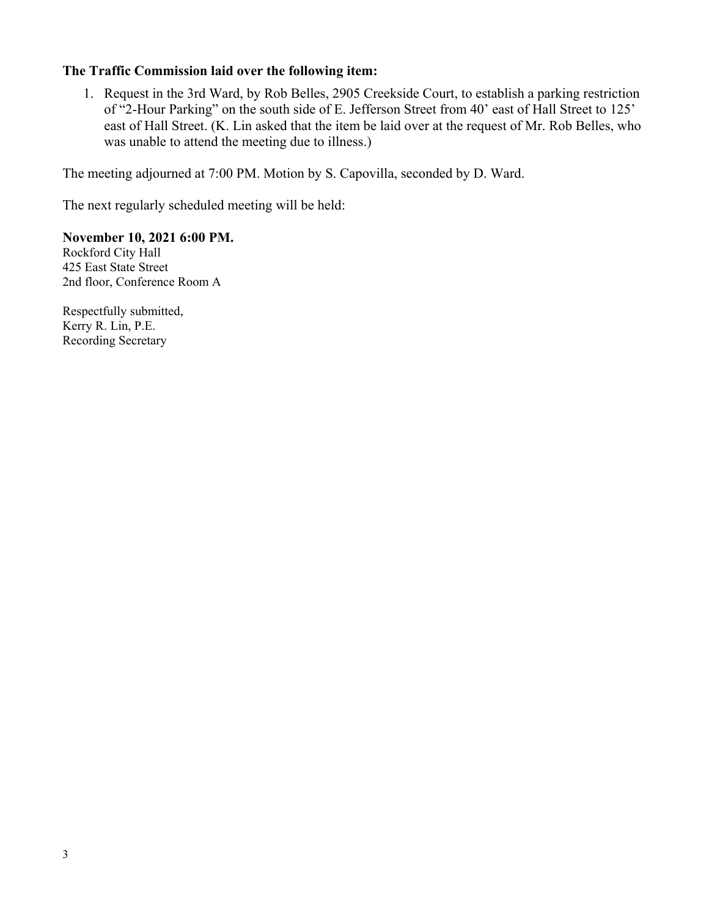**The Traffic Commission laid over the following item:**

1. Request in the 3rd Ward, by Rob Belles, 2905 Creekside Court, to establish a parking restriction of "2-Hour Parking" on the south side of E. Jefferson Street from 40' east of Hall Street to 125' east of Hall Street. (K. Lin asked that the item be laid over at the request of Mr. Rob Belles, who was unable to attend the meeting due to illness.)

The meeting adjourned at 7:00 PM. Motion by S. Capovilla, seconded by D. Ward.

The next regularly scheduled meeting will be held:

**November 10, 2021 6:00 PM.**
Rockford City Hall
425 East State Street
2nd floor, Conference Room A

Respectfully submitted,
Kerry R. Lin, P.E.
Recording Secretary